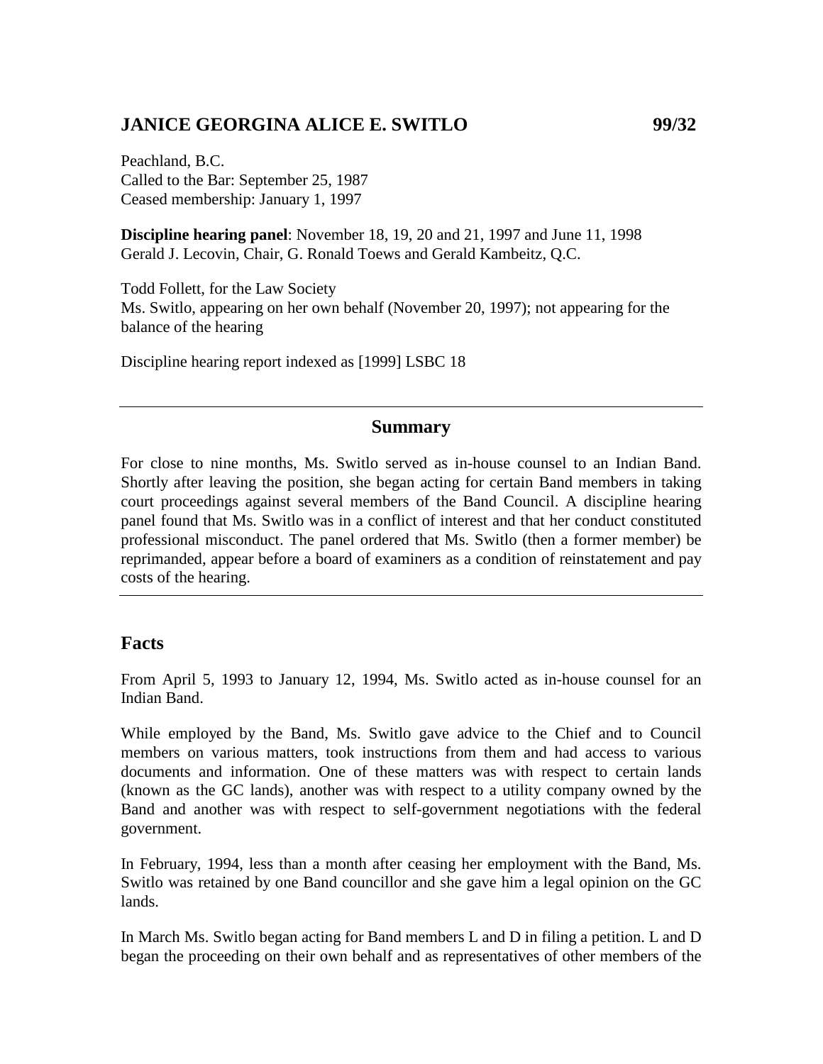# JANICE GEORGINA ALICE E. SWITLO 99/32

Peachland, B.C.
Called to the Bar: September 25, 1987
Ceased membership: January 1, 1997

**Discipline hearing panel**: November 18, 19, 20 and 21, 1997 and June 11, 1998
Gerald J. Lecovin, Chair, G. Ronald Toews and Gerald Kambeitz, Q.C.

Todd Follett, for the Law Society
Ms. Switlo, appearing on her own behalf (November 20, 1997); not appearing for the balance of the hearing

Discipline hearing report indexed as [1999] LSBC 18

---

## Summary

For close to nine months, Ms. Switlo served as in-house counsel to an Indian Band. Shortly after leaving the position, she began acting for certain Band members in taking court proceedings against several members of the Band Council. A discipline hearing panel found that Ms. Switlo was in a conflict of interest and that her conduct constituted professional misconduct. The panel ordered that Ms. Switlo (then a former member) be reprimanded, appear before a board of examiners as a condition of reinstatement and pay costs of the hearing.

---

## Facts

From April 5, 1993 to January 12, 1994, Ms. Switlo acted as in-house counsel for an Indian Band.

While employed by the Band, Ms. Switlo gave advice to the Chief and to Council members on various matters, took instructions from them and had access to various documents and information. One of these matters was with respect to certain lands (known as the GC lands), another was with respect to a utility company owned by the Band and another was with respect to self-government negotiations with the federal government.

In February, 1994, less than a month after ceasing her employment with the Band, Ms. Switlo was retained by one Band councillor and she gave him a legal opinion on the GC lands.

In March Ms. Switlo began acting for Band members L and D in filing a petition. L and D began the proceeding on their own behalf and as representatives of other members of the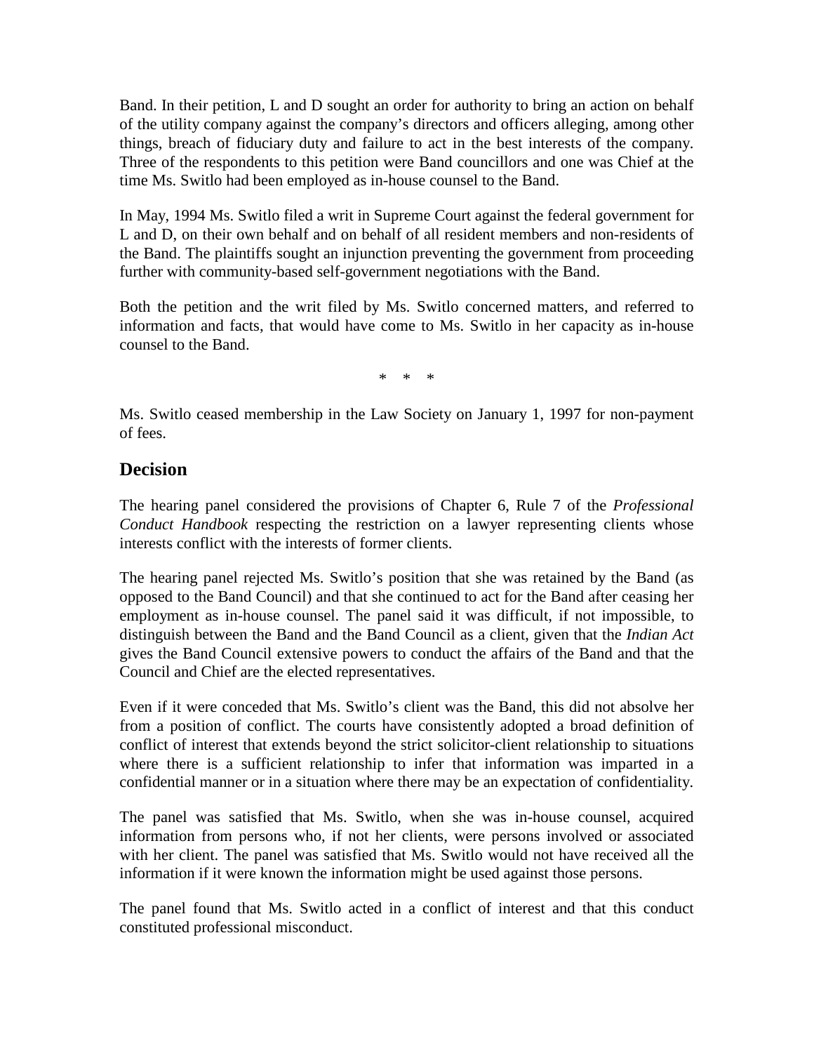Band. In their petition, L and D sought an order for authority to bring an action on behalf of the utility company against the company's directors and officers alleging, among other things, breach of fiduciary duty and failure to act in the best interests of the company. Three of the respondents to this petition were Band councillors and one was Chief at the time Ms. Switlo had been employed as in-house counsel to the Band.

In May, 1994 Ms. Switlo filed a writ in Supreme Court against the federal government for L and D, on their own behalf and on behalf of all resident members and non-residents of the Band. The plaintiffs sought an injunction preventing the government from proceeding further with community-based self-government negotiations with the Band.

Both the petition and the writ filed by Ms. Switlo concerned matters, and referred to information and facts, that would have come to Ms. Switlo in her capacity as in-house counsel to the Band.

\* \* \*

Ms. Switlo ceased membership in the Law Society on January 1, 1997 for non-payment of fees.

## Decision

The hearing panel considered the provisions of Chapter 6, Rule 7 of the *Professional Conduct Handbook* respecting the restriction on a lawyer representing clients whose interests conflict with the interests of former clients.

The hearing panel rejected Ms. Switlo's position that she was retained by the Band (as opposed to the Band Council) and that she continued to act for the Band after ceasing her employment as in-house counsel. The panel said it was difficult, if not impossible, to distinguish between the Band and the Band Council as a client, given that the *Indian Act* gives the Band Council extensive powers to conduct the affairs of the Band and that the Council and Chief are the elected representatives.

Even if it were conceded that Ms. Switlo's client was the Band, this did not absolve her from a position of conflict. The courts have consistently adopted a broad definition of conflict of interest that extends beyond the strict solicitor-client relationship to situations where there is a sufficient relationship to infer that information was imparted in a confidential manner or in a situation where there may be an expectation of confidentiality.

The panel was satisfied that Ms. Switlo, when she was in-house counsel, acquired information from persons who, if not her clients, were persons involved or associated with her client. The panel was satisfied that Ms. Switlo would not have received all the information if it were known the information might be used against those persons.

The panel found that Ms. Switlo acted in a conflict of interest and that this conduct constituted professional misconduct.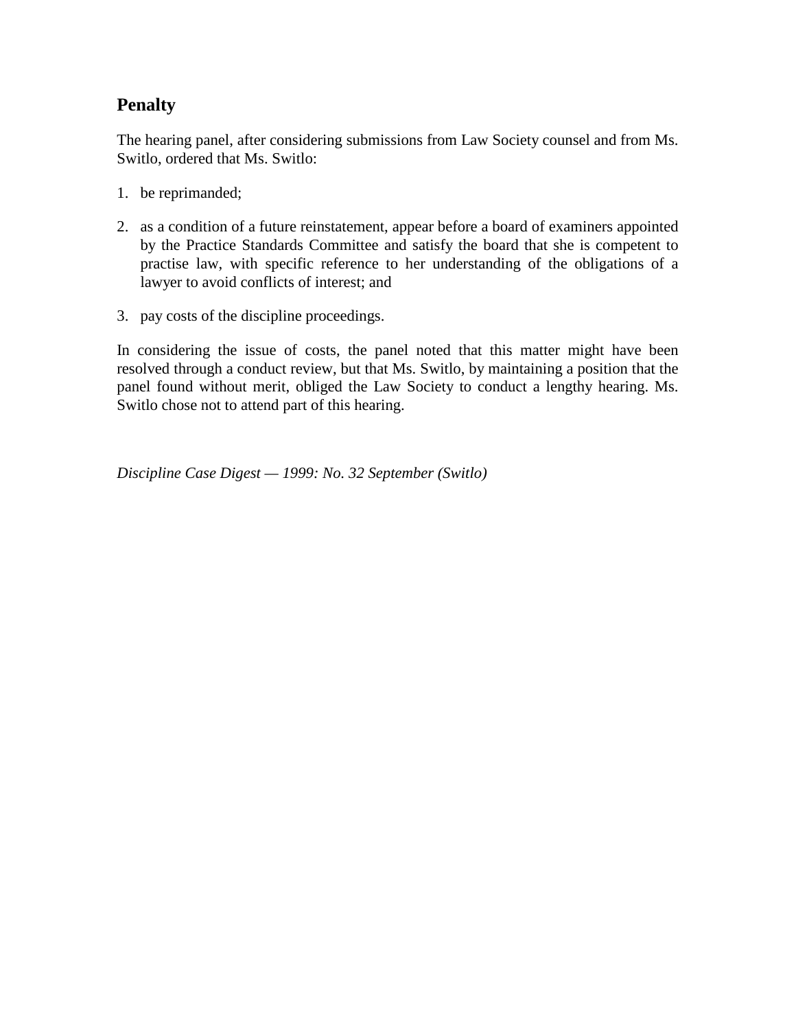## Penalty

The hearing panel, after considering submissions from Law Society counsel and from Ms. Switlo, ordered that Ms. Switlo:

1. be reprimanded;

2. as a condition of a future reinstatement, appear before a board of examiners appointed by the Practice Standards Committee and satisfy the board that she is competent to practise law, with specific reference to her understanding of the obligations of a lawyer to avoid conflicts of interest; and

3. pay costs of the discipline proceedings.

In considering the issue of costs, the panel noted that this matter might have been resolved through a conduct review, but that Ms. Switlo, by maintaining a position that the panel found without merit, obliged the Law Society to conduct a lengthy hearing. Ms. Switlo chose not to attend part of this hearing.

*Discipline Case Digest — 1999: No. 32 September (Switlo)*